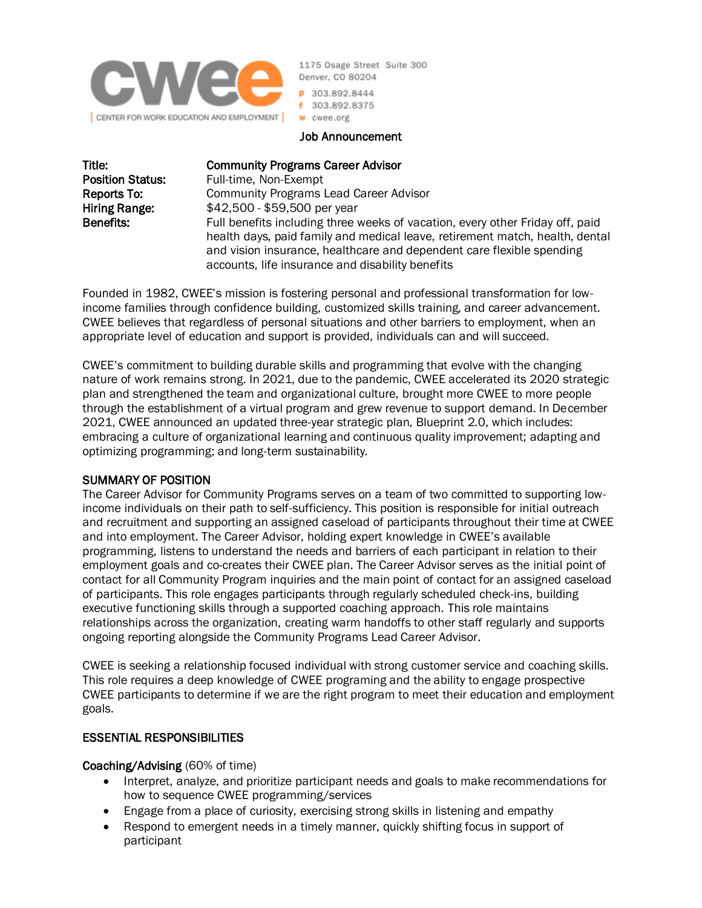CWEE | CENTER FOR WORK EDUCATION AND EMPLOYMENT

1175 Osage Street Suite 300
Denver, CO 80204
p 303.892.8444
f 303.892.8375
w cwee.org

# Job Announcement

**Title:** **Community Programs Career Advisor**
**Position Status:** Full-time, Non-Exempt
**Reports To:** Community Programs Lead Career Advisor
**Hiring Range:** $42,500 - $59,500 per year
**Benefits:** Full benefits including three weeks of vacation, every other Friday off, paid health days, paid family and medical leave, retirement match, health, dental and vision insurance, healthcare and dependent care flexible spending accounts, life insurance and disability benefits

Founded in 1982, CWEE's mission is fostering personal and professional transformation for low-income families through confidence building, customized skills training, and career advancement. CWEE believes that regardless of personal situations and other barriers to employment, when an appropriate level of education and support is provided, individuals can and will succeed.

CWEE's commitment to building durable skills and programming that evolve with the changing nature of work remains strong. In 2021, due to the pandemic, CWEE accelerated its 2020 strategic plan and strengthened the team and organizational culture, brought more CWEE to more people through the establishment of a virtual program and grew revenue to support demand. In December 2021, CWEE announced an updated three-year strategic plan, Blueprint 2.0, which includes: embracing a culture of organizational learning and continuous quality improvement; adapting and optimizing programming; and long-term sustainability.

## SUMMARY OF POSITION

The Career Advisor for Community Programs serves on a team of two committed to supporting low-income individuals on their path to self-sufficiency. This position is responsible for initial outreach and recruitment and supporting an assigned caseload of participants throughout their time at CWEE and into employment. The Career Advisor, holding expert knowledge in CWEE's available programming, listens to understand the needs and barriers of each participant in relation to their employment goals and co-creates their CWEE plan. The Career Advisor serves as the initial point of contact for all Community Program inquiries and the main point of contact for an assigned caseload of participants. This role engages participants through regularly scheduled check-ins, building executive functioning skills through a supported coaching approach. This role maintains relationships across the organization, creating warm handoffs to other staff regularly and supports ongoing reporting alongside the Community Programs Lead Career Advisor.

CWEE is seeking a relationship focused individual with strong customer service and coaching skills. This role requires a deep knowledge of CWEE programing and the ability to engage prospective CWEE participants to determine if we are the right program to meet their education and employment goals.

## ESSENTIAL RESPONSIBILITIES

**Coaching/Advising** (60% of time)

- Interpret, analyze, and prioritize participant needs and goals to make recommendations for how to sequence CWEE programming/services
- Engage from a place of curiosity, exercising strong skills in listening and empathy
- Respond to emergent needs in a timely manner, quickly shifting focus in support of participant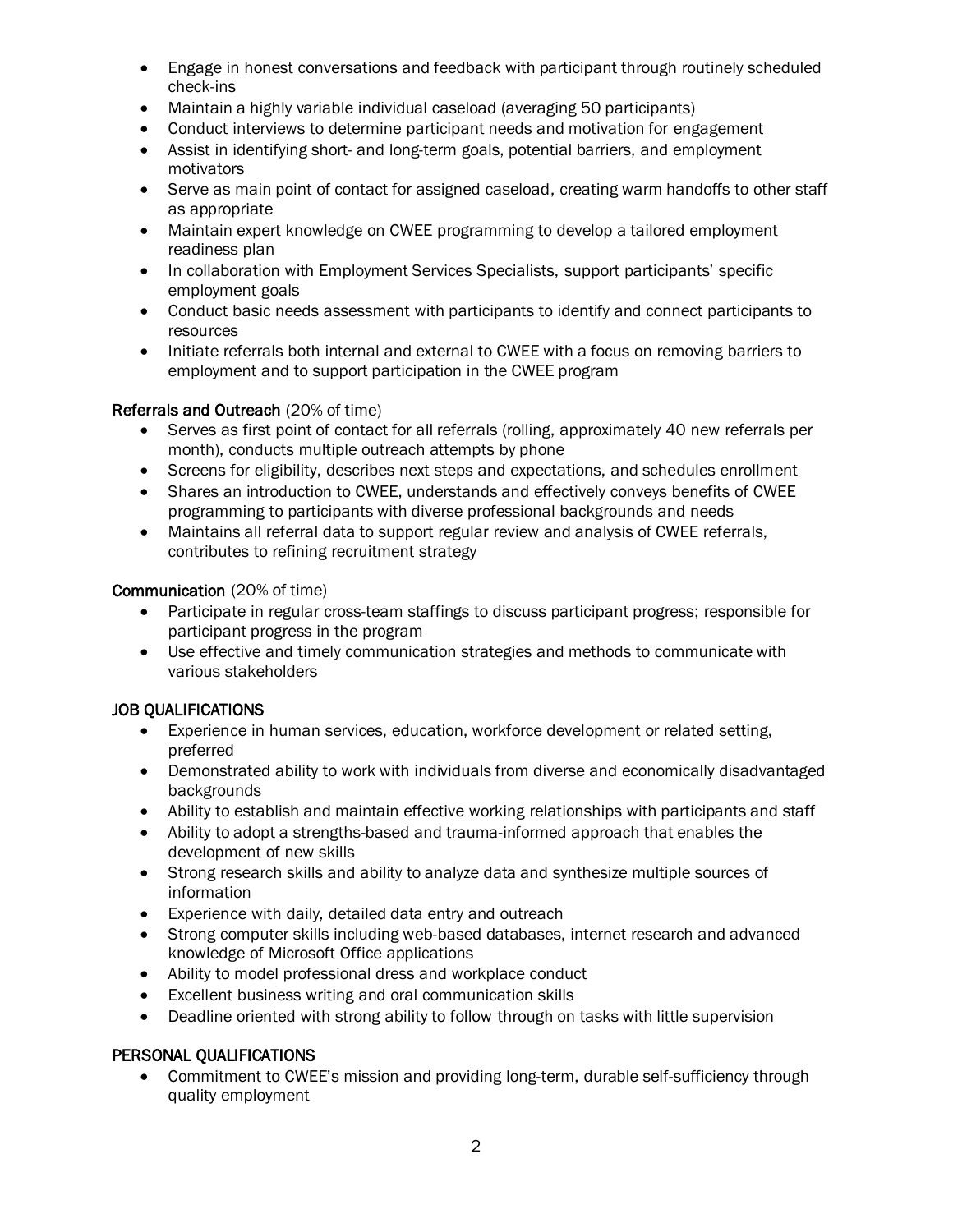- Engage in honest conversations and feedback with participant through routinely scheduled check-ins
- Maintain a highly variable individual caseload (averaging 50 participants)
- Conduct interviews to determine participant needs and motivation for engagement
- Assist in identifying short- and long-term goals, potential barriers, and employment motivators
- Serve as main point of contact for assigned caseload, creating warm handoffs to other staff as appropriate
- Maintain expert knowledge on CWEE programming to develop a tailored employment readiness plan
- In collaboration with Employment Services Specialists, support participants' specific employment goals
- Conduct basic needs assessment with participants to identify and connect participants to resources
- Initiate referrals both internal and external to CWEE with a focus on removing barriers to employment and to support participation in the CWEE program

**Referrals and Outreach** (20% of time)

- Serves as first point of contact for all referrals (rolling, approximately 40 new referrals per month), conducts multiple outreach attempts by phone
- Screens for eligibility, describes next steps and expectations, and schedules enrollment
- Shares an introduction to CWEE, understands and effectively conveys benefits of CWEE programming to participants with diverse professional backgrounds and needs
- Maintains all referral data to support regular review and analysis of CWEE referrals, contributes to refining recruitment strategy

**Communication** (20% of time)

- Participate in regular cross-team staffings to discuss participant progress; responsible for participant progress in the program
- Use effective and timely communication strategies and methods to communicate with various stakeholders

## JOB QUALIFICATIONS

- Experience in human services, education, workforce development or related setting, preferred
- Demonstrated ability to work with individuals from diverse and economically disadvantaged backgrounds
- Ability to establish and maintain effective working relationships with participants and staff
- Ability to adopt a strengths-based and trauma-informed approach that enables the development of new skills
- Strong research skills and ability to analyze data and synthesize multiple sources of information
- Experience with daily, detailed data entry and outreach
- Strong computer skills including web-based databases, internet research and advanced knowledge of Microsoft Office applications
- Ability to model professional dress and workplace conduct
- Excellent business writing and oral communication skills
- Deadline oriented with strong ability to follow through on tasks with little supervision

## PERSONAL QUALIFICATIONS

- Commitment to CWEE's mission and providing long-term, durable self-sufficiency through quality employment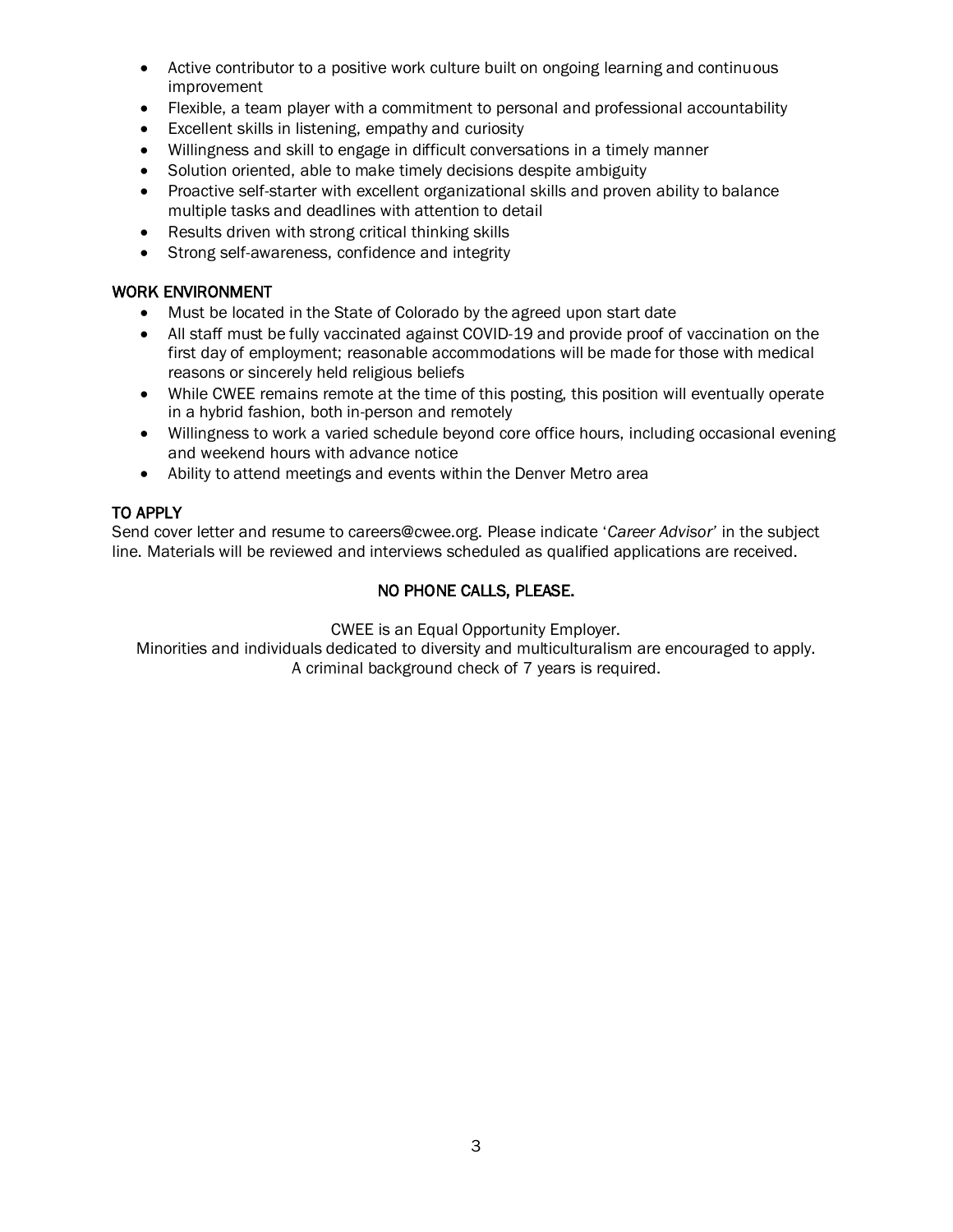- Active contributor to a positive work culture built on ongoing learning and continuous improvement
- Flexible, a team player with a commitment to personal and professional accountability
- Excellent skills in listening, empathy and curiosity
- Willingness and skill to engage in difficult conversations in a timely manner
- Solution oriented, able to make timely decisions despite ambiguity
- Proactive self-starter with excellent organizational skills and proven ability to balance multiple tasks and deadlines with attention to detail
- Results driven with strong critical thinking skills
- Strong self-awareness, confidence and integrity

## WORK ENVIRONMENT

- Must be located in the State of Colorado by the agreed upon start date
- All staff must be fully vaccinated against COVID-19 and provide proof of vaccination on the first day of employment; reasonable accommodations will be made for those with medical reasons or sincerely held religious beliefs
- While CWEE remains remote at the time of this posting, this position will eventually operate in a hybrid fashion, both in-person and remotely
- Willingness to work a varied schedule beyond core office hours, including occasional evening and weekend hours with advance notice
- Ability to attend meetings and events within the Denver Metro area

## TO APPLY

Send cover letter and resume to careers@cwee.org. Please indicate '*Career Advisor*' in the subject line. Materials will be reviewed and interviews scheduled as qualified applications are received.

**NO PHONE CALLS, PLEASE.**

CWEE is an Equal Opportunity Employer.
Minorities and individuals dedicated to diversity and multiculturalism are encouraged to apply.
A criminal background check of 7 years is required.